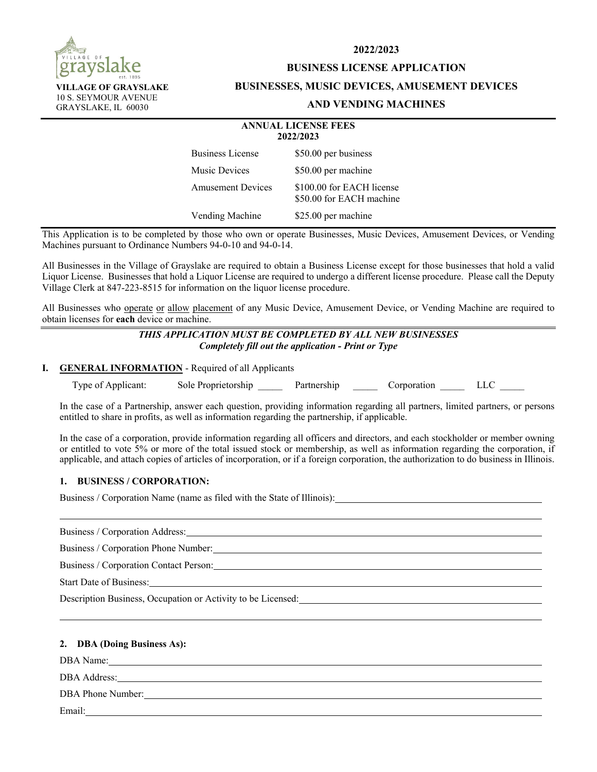VILLAGE OF GRAYSLAKE
10 S. SEYMOUR AVENUE
GRAYSLAKE, IL 60030

# 2022/2023

## BUSINESS LICENSE APPLICATION

## BUSINESSES, MUSIC DEVICES, AMUSEMENT DEVICES AND VENDING MACHINES

**ANNUAL LICENSE FEES**
**2022/2023**

| | |
|---|---|
| Business License | $50.00 per business |
| Music Devices | $50.00 per machine |
| Amusement Devices | $100.00 for EACH license<br>$50.00 for EACH machine |
| Vending Machine | $25.00 per machine |

This Application is to be completed by those who own or operate Businesses, Music Devices, Amusement Devices, or Vending Machines pursuant to Ordinance Numbers 94-0-10 and 94-0-14.

All Businesses in the Village of Grayslake are required to obtain a Business License except for those businesses that hold a valid Liquor License. Businesses that hold a Liquor License are required to undergo a different license procedure. Please call the Deputy Village Clerk at 847-223-8515 for information on the liquor license procedure.

All Businesses who operate or allow placement of any Music Device, Amusement Device, or Vending Machine are required to obtain licenses for **each** device or machine.

***THIS APPLICATION MUST BE COMPLETED BY ALL NEW BUSINESSES***
***Completely fill out the application - Print or Type***

**I. GENERAL INFORMATION** - Required of all Applicants

Type of Applicant: Sole Proprietorship _____ Partnership _____ Corporation _____ LLC _____

In the case of a Partnership, answer each question, providing information regarding all partners, limited partners, or persons entitled to share in profits, as well as information regarding the partnership, if applicable.

In the case of a corporation, provide information regarding all officers and directors, and each stockholder or member owning or entitled to vote 5% or more of the total issued stock or membership, as well as information regarding the corporation, if applicable, and attach copies of articles of incorporation, or if a foreign corporation, the authorization to do business in Illinois.

**1. BUSINESS / CORPORATION:**

Business / Corporation Name (name as filed with the State of Illinois): ____________________

Business / Corporation Address: ____________________

Business / Corporation Phone Number: ____________________

Business / Corporation Contact Person: ____________________

Start Date of Business: ____________________

Description Business, Occupation or Activity to be Licensed: ____________________

**2. DBA (Doing Business As):**

DBA Name: ____________________

DBA Address: ____________________

DBA Phone Number: ____________________

Email: ____________________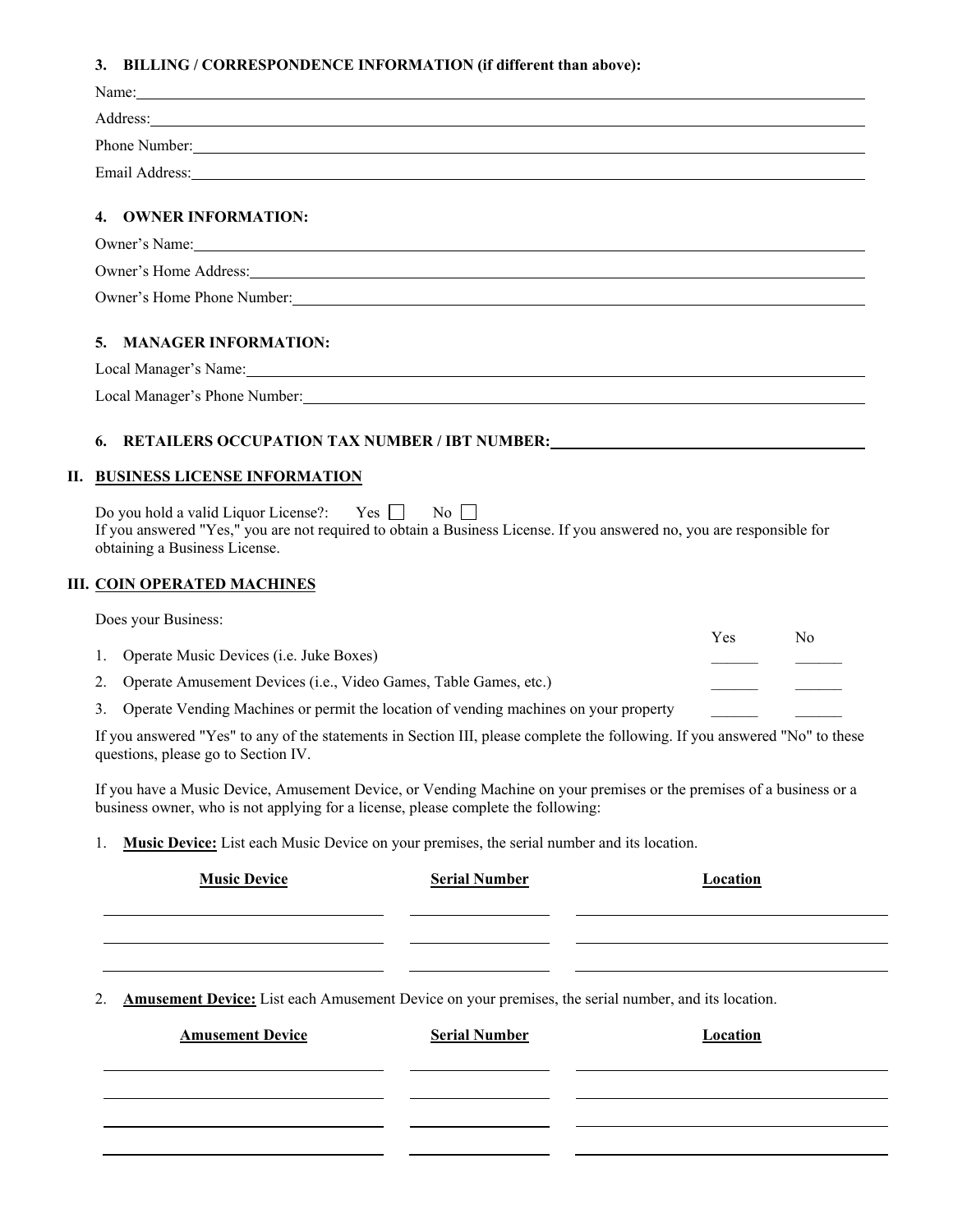### 3. BILLING / CORRESPONDENCE INFORMATION (if different than above):

Name: ______________________________

Address: ______________________________

Phone Number: ______________________________

Email Address: ______________________________

### 4. OWNER INFORMATION:

Owner's Name: ______________________________

Owner's Home Address: ______________________________

Owner's Home Phone Number: ______________________________

### 5. MANAGER INFORMATION:

Local Manager's Name: ______________________________

Local Manager's Phone Number: ______________________________

### 6. RETAILERS OCCUPATION TAX NUMBER / IBT NUMBER: ______________________________

## II. BUSINESS LICENSE INFORMATION

Do you hold a valid Liquor License?: Yes ☐ No ☐

If you answered "Yes," you are not required to obtain a Business License. If you answered no, you are responsible for obtaining a Business License.

## III. COIN OPERATED MACHINES

Does your Business:

| | Yes | No |
|---|---|---|
| 1. Operate Music Devices (i.e. Juke Boxes) | ______ | ______ |
| 2. Operate Amusement Devices (i.e., Video Games, Table Games, etc.) | ______ | ______ |
| 3. Operate Vending Machines or permit the location of vending machines on your property | ______ | ______ |

If you answered "Yes" to any of the statements in Section III, please complete the following. If you answered "No" to these questions, please go to Section IV.

If you have a Music Device, Amusement Device, or Vending Machine on your premises or the premises of a business or a business owner, who is not applying for a license, please complete the following:

1. **Music Device:** List each Music Device on your premises, the serial number and its location.

| Music Device | Serial Number | Location |
|---|---|---|
| | | |
| | | |
| | | |

2. **Amusement Device:** List each Amusement Device on your premises, the serial number, and its location.

| Amusement Device | Serial Number | Location |
|---|---|---|
| | | |
| | | |
| | | |
| | | |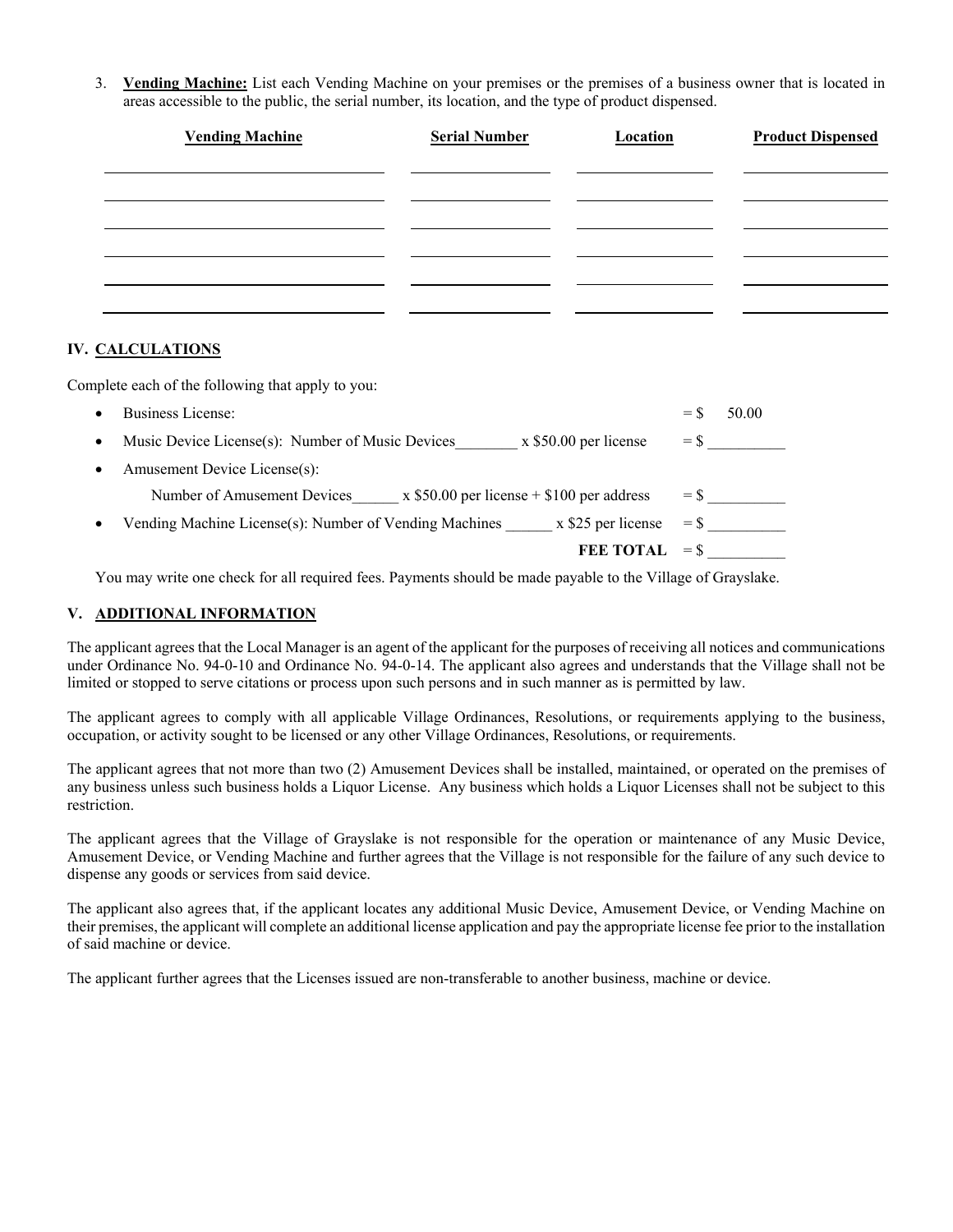3. **Vending Machine:** List each Vending Machine on your premises or the premises of a business owner that is located in areas accessible to the public, the serial number, its location, and the type of product dispensed.

| Vending Machine | Serial Number | Location | Product Dispensed |
|---|---|---|---|
| | | | |
| | | | |
| | | | |
| | | | |
| | | | |
| | | | |

## IV. CALCULATIONS

Complete each of the following that apply to you:

- Business License: = $ 50.00
- Music Device License(s): Number of Music Devices________ x $50.00 per license = $ __________
- Amusement Device License(s):
  Number of Amusement Devices______ x $50.00 per license + $100 per address = $ __________
- Vending Machine License(s): Number of Vending Machines ______ x $25 per license = $ __________

**FEE TOTAL** = $ __________

You may write one check for all required fees. Payments should be made payable to the Village of Grayslake.

## V. ADDITIONAL INFORMATION

The applicant agrees that the Local Manager is an agent of the applicant for the purposes of receiving all notices and communications under Ordinance No. 94-0-10 and Ordinance No. 94-0-14. The applicant also agrees and understands that the Village shall not be limited or stopped to serve citations or process upon such persons and in such manner as is permitted by law.

The applicant agrees to comply with all applicable Village Ordinances, Resolutions, or requirements applying to the business, occupation, or activity sought to be licensed or any other Village Ordinances, Resolutions, or requirements.

The applicant agrees that not more than two (2) Amusement Devices shall be installed, maintained, or operated on the premises of any business unless such business holds a Liquor License. Any business which holds a Liquor Licenses shall not be subject to this restriction.

The applicant agrees that the Village of Grayslake is not responsible for the operation or maintenance of any Music Device, Amusement Device, or Vending Machine and further agrees that the Village is not responsible for the failure of any such device to dispense any goods or services from said device.

The applicant also agrees that, if the applicant locates any additional Music Device, Amusement Device, or Vending Machine on their premises, the applicant will complete an additional license application and pay the appropriate license fee prior to the installation of said machine or device.

The applicant further agrees that the Licenses issued are non-transferable to another business, machine or device.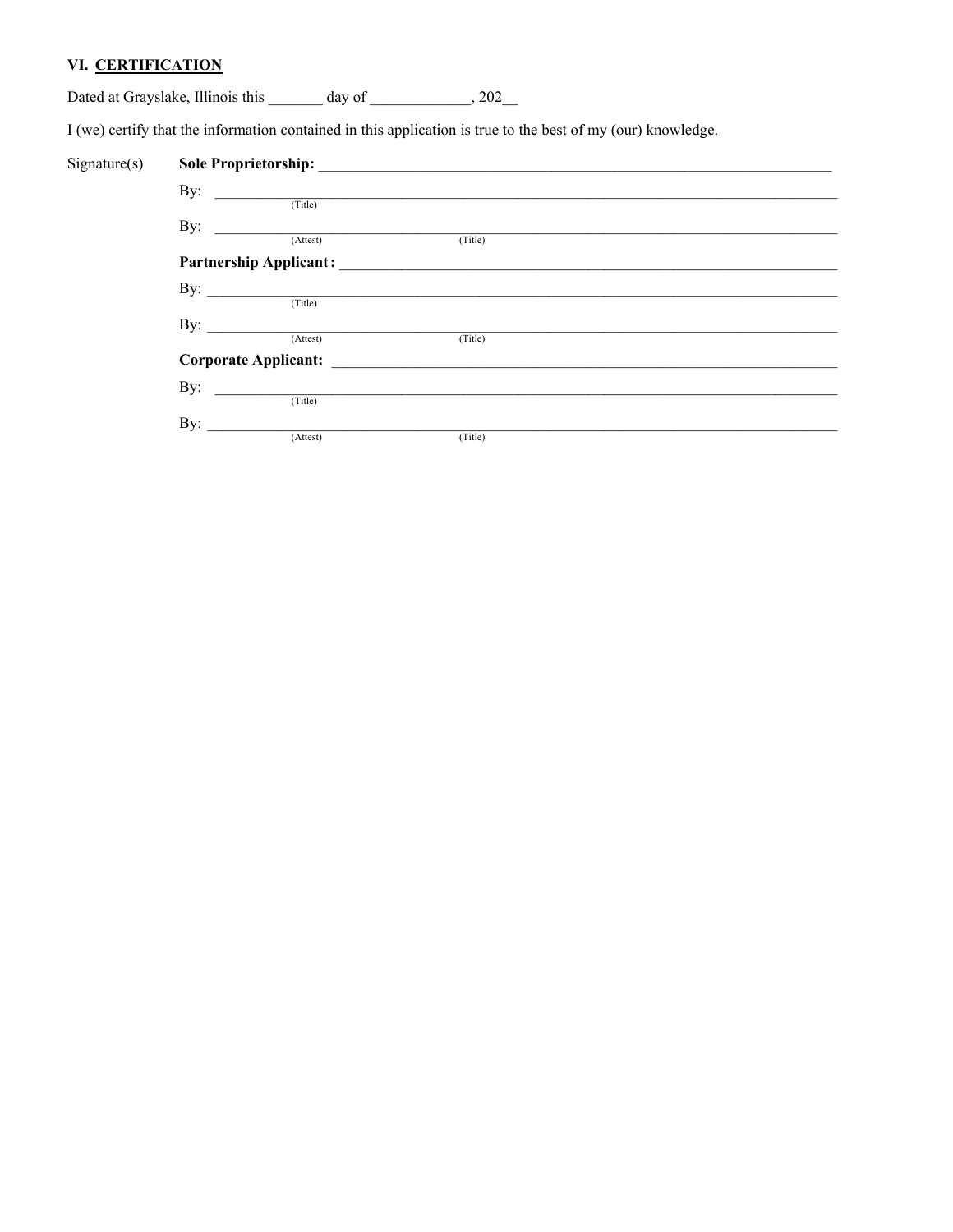## VI. CERTIFICATION

Dated at Grayslake, Illinois this _______ day of _____________, 202__

I (we) certify that the information contained in this application is true to the best of my (our) knowledge.

Signature(s)

**Sole Proprietorship:** ______________________________________________________________________

By: ________________________________________________________________________________
(Title)

By: ________________________________________________________________________________
(Attest) (Title)

**Partnership Applicant:** ______________________________________________________________________

By: ________________________________________________________________________________
(Title)

By: ________________________________________________________________________________
(Attest) (Title)

**Corporate Applicant:** ______________________________________________________________________

By: ________________________________________________________________________________
(Title)

By: ________________________________________________________________________________
(Attest) (Title)